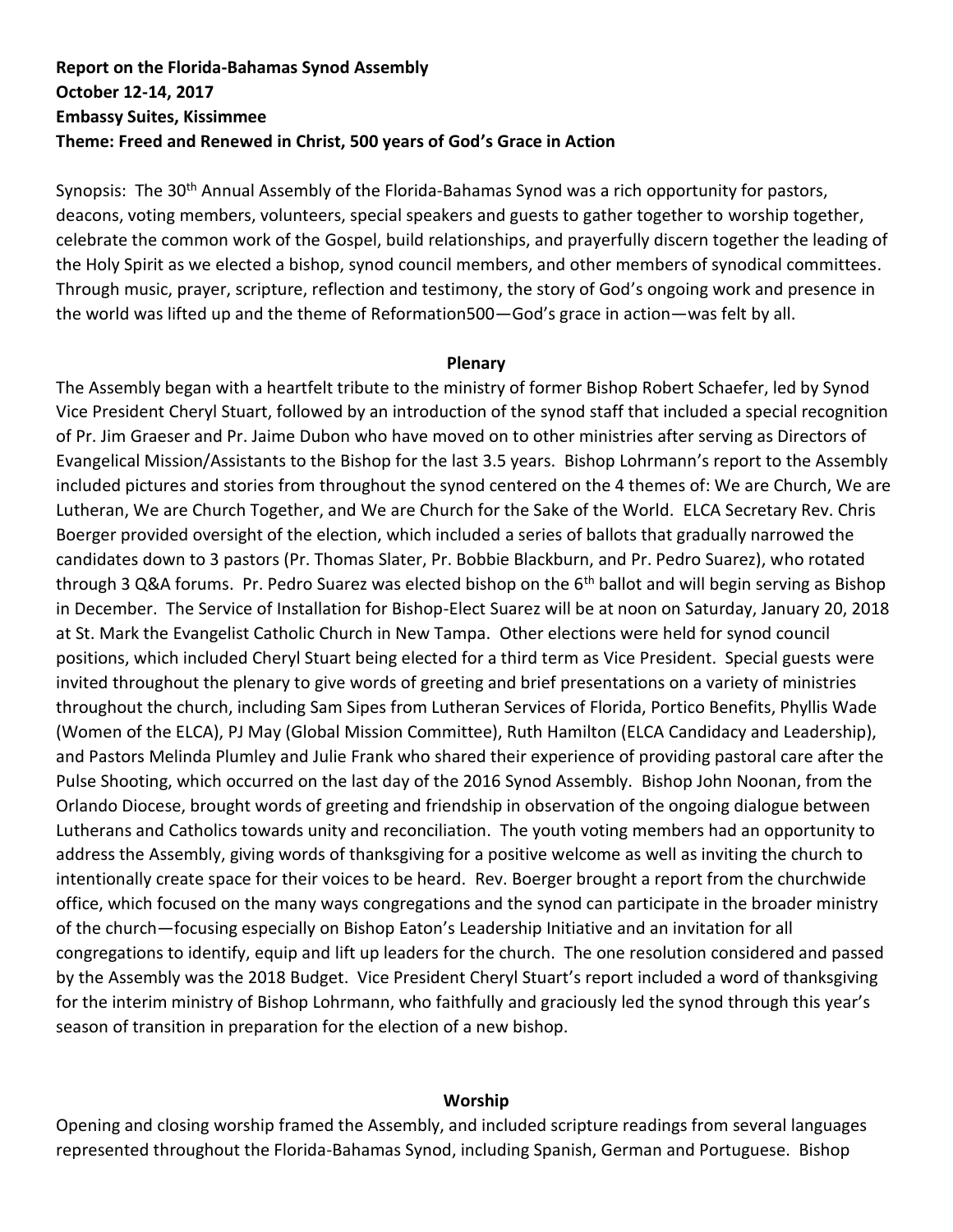**Report on the Florida-Bahamas Synod Assembly**
**October 12-14, 2017**
**Embassy Suites, Kissimmee**
**Theme: Freed and Renewed in Christ, 500 years of God's Grace in Action**

Synopsis: The 30th Annual Assembly of the Florida-Bahamas Synod was a rich opportunity for pastors, deacons, voting members, volunteers, special speakers and guests to gather together to worship together, celebrate the common work of the Gospel, build relationships, and prayerfully discern together the leading of the Holy Spirit as we elected a bishop, synod council members, and other members of synodical committees. Through music, prayer, scripture, reflection and testimony, the story of God's ongoing work and presence in the world was lifted up and the theme of Reformation500—God's grace in action—was felt by all.

## Plenary

The Assembly began with a heartfelt tribute to the ministry of former Bishop Robert Schaefer, led by Synod Vice President Cheryl Stuart, followed by an introduction of the synod staff that included a special recognition of Pr. Jim Graeser and Pr. Jaime Dubon who have moved on to other ministries after serving as Directors of Evangelical Mission/Assistants to the Bishop for the last 3.5 years. Bishop Lohrmann's report to the Assembly included pictures and stories from throughout the synod centered on the 4 themes of: We are Church, We are Lutheran, We are Church Together, and We are Church for the Sake of the World. ELCA Secretary Rev. Chris Boerger provided oversight of the election, which included a series of ballots that gradually narrowed the candidates down to 3 pastors (Pr. Thomas Slater, Pr. Bobbie Blackburn, and Pr. Pedro Suarez), who rotated through 3 Q&A forums. Pr. Pedro Suarez was elected bishop on the 6th ballot and will begin serving as Bishop in December. The Service of Installation for Bishop-Elect Suarez will be at noon on Saturday, January 20, 2018 at St. Mark the Evangelist Catholic Church in New Tampa. Other elections were held for synod council positions, which included Cheryl Stuart being elected for a third term as Vice President. Special guests were invited throughout the plenary to give words of greeting and brief presentations on a variety of ministries throughout the church, including Sam Sipes from Lutheran Services of Florida, Portico Benefits, Phyllis Wade (Women of the ELCA), PJ May (Global Mission Committee), Ruth Hamilton (ELCA Candidacy and Leadership), and Pastors Melinda Plumley and Julie Frank who shared their experience of providing pastoral care after the Pulse Shooting, which occurred on the last day of the 2016 Synod Assembly. Bishop John Noonan, from the Orlando Diocese, brought words of greeting and friendship in observation of the ongoing dialogue between Lutherans and Catholics towards unity and reconciliation. The youth voting members had an opportunity to address the Assembly, giving words of thanksgiving for a positive welcome as well as inviting the church to intentionally create space for their voices to be heard. Rev. Boerger brought a report from the churchwide office, which focused on the many ways congregations and the synod can participate in the broader ministry of the church—focusing especially on Bishop Eaton's Leadership Initiative and an invitation for all congregations to identify, equip and lift up leaders for the church. The one resolution considered and passed by the Assembly was the 2018 Budget. Vice President Cheryl Stuart's report included a word of thanksgiving for the interim ministry of Bishop Lohrmann, who faithfully and graciously led the synod through this year's season of transition in preparation for the election of a new bishop.

## Worship

Opening and closing worship framed the Assembly, and included scripture readings from several languages represented throughout the Florida-Bahamas Synod, including Spanish, German and Portuguese. Bishop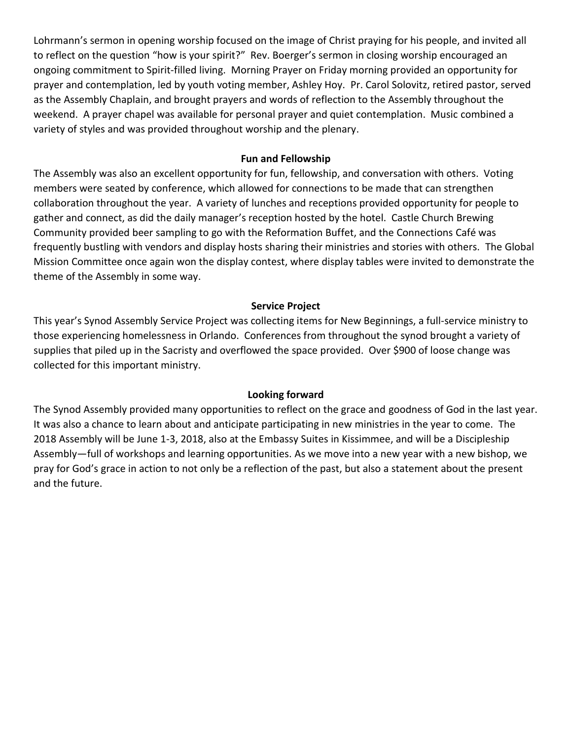Lohrmann's sermon in opening worship focused on the image of Christ praying for his people, and invited all to reflect on the question "how is your spirit?" Rev. Boerger's sermon in closing worship encouraged an ongoing commitment to Spirit-filled living. Morning Prayer on Friday morning provided an opportunity for prayer and contemplation, led by youth voting member, Ashley Hoy. Pr. Carol Solovitz, retired pastor, served as the Assembly Chaplain, and brought prayers and words of reflection to the Assembly throughout the weekend. A prayer chapel was available for personal prayer and quiet contemplation. Music combined a variety of styles and was provided throughout worship and the plenary.

**Fun and Fellowship**

The Assembly was also an excellent opportunity for fun, fellowship, and conversation with others. Voting members were seated by conference, which allowed for connections to be made that can strengthen collaboration throughout the year. A variety of lunches and receptions provided opportunity for people to gather and connect, as did the daily manager's reception hosted by the hotel. Castle Church Brewing Community provided beer sampling to go with the Reformation Buffet, and the Connections Café was frequently bustling with vendors and display hosts sharing their ministries and stories with others. The Global Mission Committee once again won the display contest, where display tables were invited to demonstrate the theme of the Assembly in some way.

**Service Project**

This year's Synod Assembly Service Project was collecting items for New Beginnings, a full-service ministry to those experiencing homelessness in Orlando. Conferences from throughout the synod brought a variety of supplies that piled up in the Sacristy and overflowed the space provided. Over $900 of loose change was collected for this important ministry.

**Looking forward**

The Synod Assembly provided many opportunities to reflect on the grace and goodness of God in the last year. It was also a chance to learn about and anticipate participating in new ministries in the year to come. The 2018 Assembly will be June 1-3, 2018, also at the Embassy Suites in Kissimmee, and will be a Discipleship Assembly—full of workshops and learning opportunities. As we move into a new year with a new bishop, we pray for God's grace in action to not only be a reflection of the past, but also a statement about the present and the future.